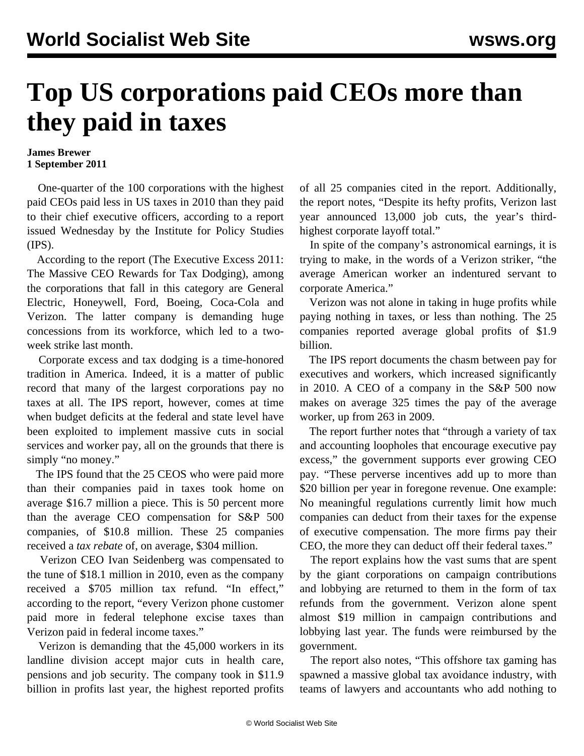# Top US corporations paid CEOs more than they paid in taxes

**James Brewer**
**1 September 2011**

One-quarter of the 100 corporations with the highest paid CEOs paid less in US taxes in 2010 than they paid to their chief executive officers, according to a report issued Wednesday by the Institute for Policy Studies (IPS).

According to the report (The Executive Excess 2011: The Massive CEO Rewards for Tax Dodging), among the corporations that fall in this category are General Electric, Honeywell, Ford, Boeing, Coca-Cola and Verizon. The latter company is demanding huge concessions from its workforce, which led to a two-week strike last month.

Corporate excess and tax dodging is a time-honored tradition in America. Indeed, it is a matter of public record that many of the largest corporations pay no taxes at all. The IPS report, however, comes at time when budget deficits at the federal and state level have been exploited to implement massive cuts in social services and worker pay, all on the grounds that there is simply "no money."

The IPS found that the 25 CEOS who were paid more than their companies paid in taxes took home on average $16.7 million a piece. This is 50 percent more than the average CEO compensation for S&P 500 companies, of $10.8 million. These 25 companies received a *tax rebate* of, on average, $304 million.

Verizon CEO Ivan Seidenberg was compensated to the tune of $18.1 million in 2010, even as the company received a $705 million tax refund. "In effect," according to the report, "every Verizon phone customer paid more in federal telephone excise taxes than Verizon paid in federal income taxes."

Verizon is demanding that the 45,000 workers in its landline division accept major cuts in health care, pensions and job security. The company took in $11.9 billion in profits last year, the highest reported profits of all 25 companies cited in the report. Additionally, the report notes, "Despite its hefty profits, Verizon last year announced 13,000 job cuts, the year's third-highest corporate layoff total."

In spite of the company's astronomical earnings, it is trying to make, in the words of a Verizon striker, "the average American worker an indentured servant to corporate America."

Verizon was not alone in taking in huge profits while paying nothing in taxes, or less than nothing. The 25 companies reported average global profits of $1.9 billion.

The IPS report documents the chasm between pay for executives and workers, which increased significantly in 2010. A CEO of a company in the S&P 500 now makes on average 325 times the pay of the average worker, up from 263 in 2009.

The report further notes that "through a variety of tax and accounting loopholes that encourage executive pay excess," the government supports ever growing CEO pay. "These perverse incentives add up to more than $20 billion per year in foregone revenue. One example: No meaningful regulations currently limit how much companies can deduct from their taxes for the expense of executive compensation. The more firms pay their CEO, the more they can deduct off their federal taxes."

The report explains how the vast sums that are spent by the giant corporations on campaign contributions and lobbying are returned to them in the form of tax refunds from the government. Verizon alone spent almost $19 million in campaign contributions and lobbying last year. The funds were reimbursed by the government.

The report also notes, "This offshore tax gaming has spawned a massive global tax avoidance industry, with teams of lawyers and accountants who add nothing to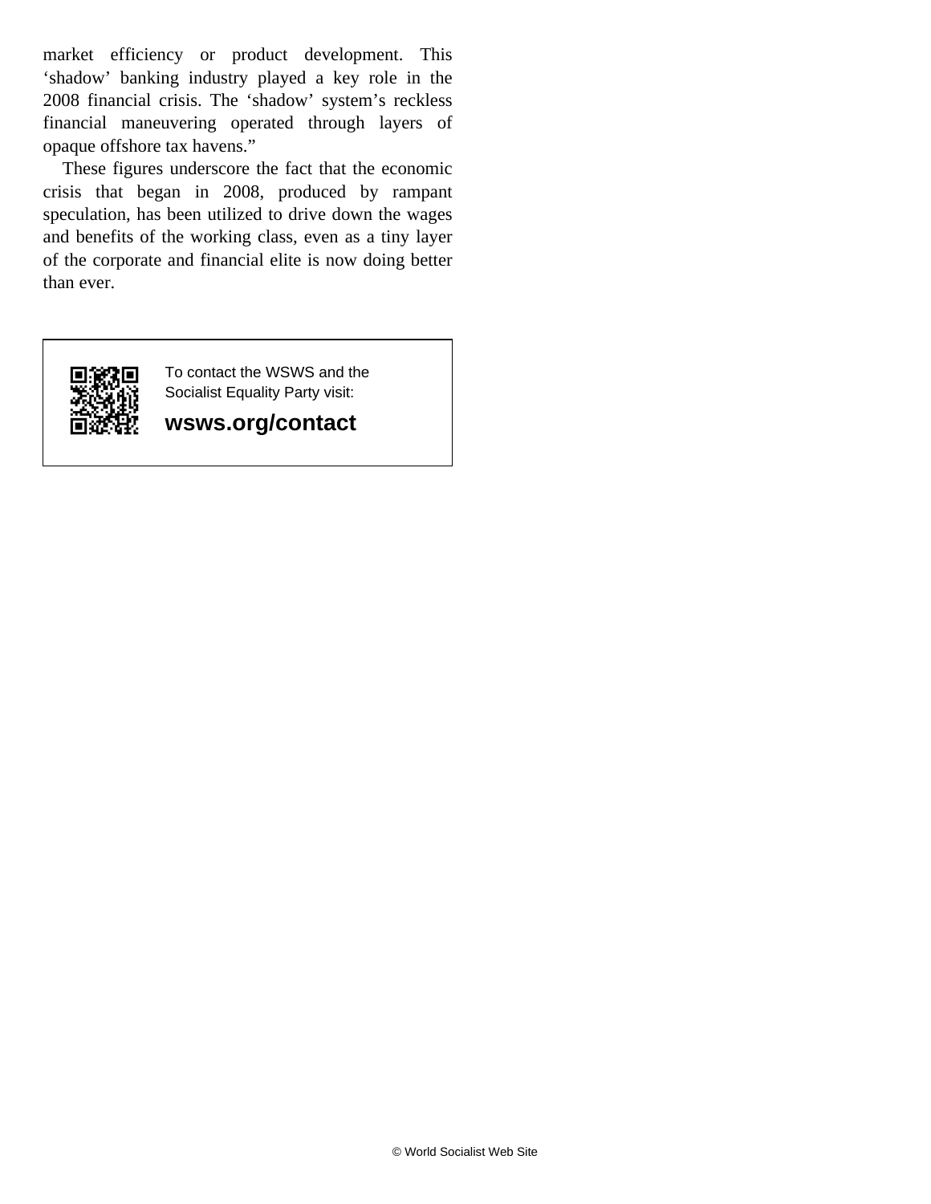market efficiency or product development. This 'shadow' banking industry played a key role in the 2008 financial crisis. The 'shadow' system's reckless financial maneuvering operated through layers of opaque offshore tax havens."

These figures underscore the fact that the economic crisis that began in 2008, produced by rampant speculation, has been utilized to drive down the wages and benefits of the working class, even as a tiny layer of the corporate and financial elite is now doing better than ever.

To contact the WSWS and the Socialist Equality Party visit:

**wsws.org/contact**